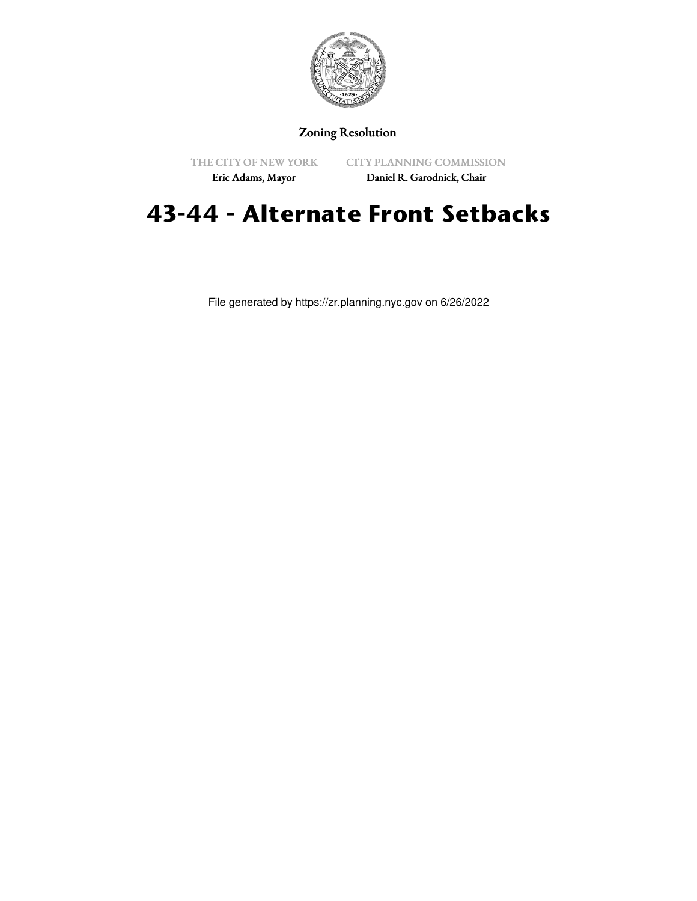Zoning Resolution

THE CITY OF NEW YORK
Eric Adams, Mayor

CITY PLANNING COMMISSION
Daniel R. Garodnick, Chair

# 43-44 - Alternate Front Setbacks

File generated by https://zr.planning.nyc.gov on 6/26/2022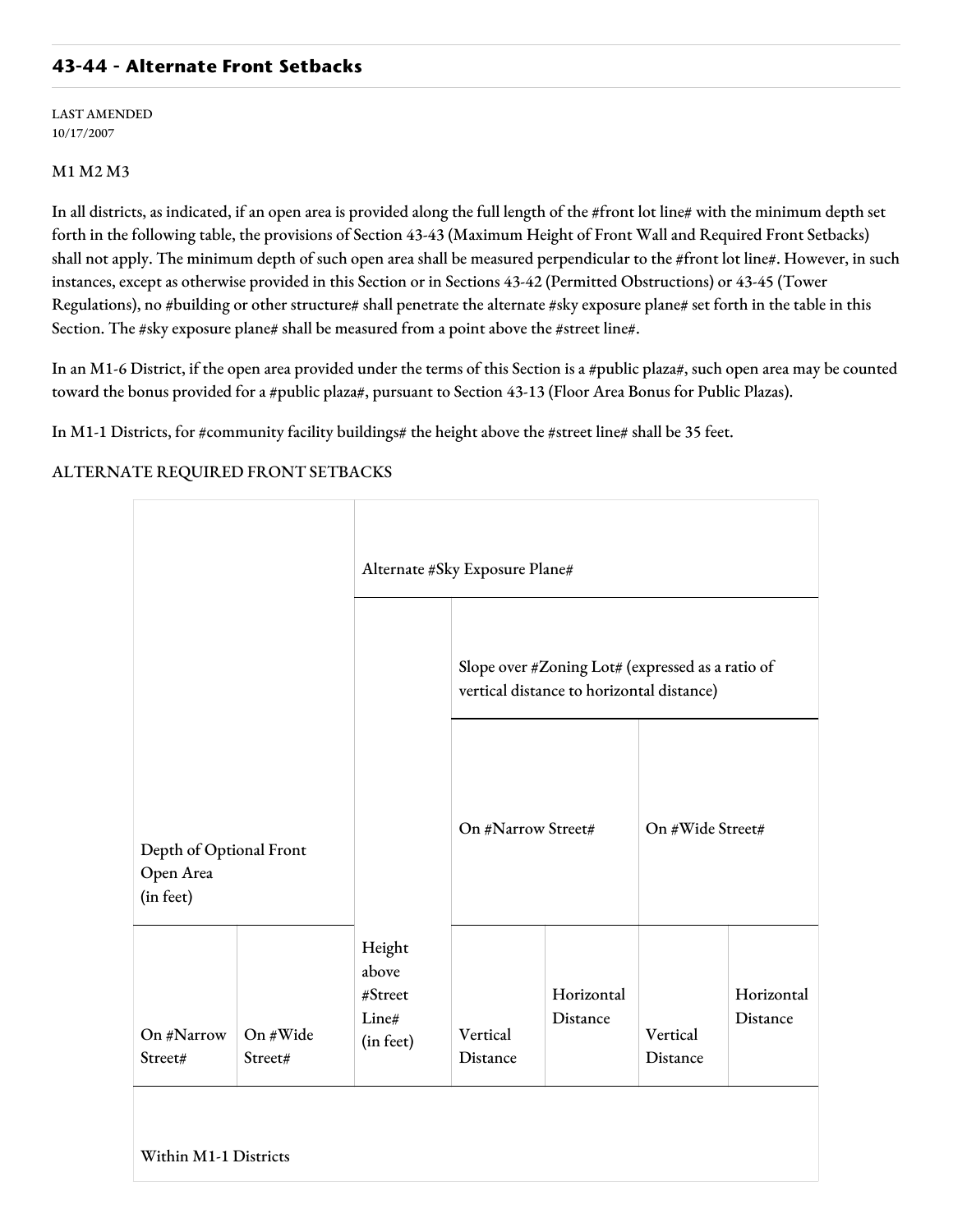## 43-44 - Alternate Front Setbacks

LAST AMENDED
10/17/2007

M1 M2 M3

In all districts, as indicated, if an open area is provided along the full length of the #front lot line# with the minimum depth set forth in the following table, the provisions of Section 43-43 (Maximum Height of Front Wall and Required Front Setbacks) shall not apply. The minimum depth of such open area shall be measured perpendicular to the #front lot line#. However, in such instances, except as otherwise provided in this Section or in Sections 43-42 (Permitted Obstructions) or 43-45 (Tower Regulations), no #building or other structure# shall penetrate the alternate #sky exposure plane# set forth in the table in this Section. The #sky exposure plane# shall be measured from a point above the #street line#.

In an M1-6 District, if the open area provided under the terms of this Section is a #public plaza#, such open area may be counted toward the bonus provided for a #public plaza#, pursuant to Section 43-13 (Floor Area Bonus for Public Plazas).

In M1-1 Districts, for #community facility buildings# the height above the #street line# shall be 35 feet.

ALTERNATE REQUIRED FRONT SETBACKS

| Depth of Optional Front Open Area (in feet) | | Alternate #Sky Exposure Plane# | | | | |
|---|---|---|---|---|---|---|
| | | | Slope over #Zoning Lot# (expressed as a ratio of vertical distance to horizontal distance) | | | |
| | | | On #Narrow Street# | | On #Wide Street# | |
| On #Narrow Street# | On #Wide Street# | Height above #Street Line# (in feet) | Vertical Distance | Horizontal Distance | Vertical Distance | Horizontal Distance |
| Within M1-1 Districts | | | | | | |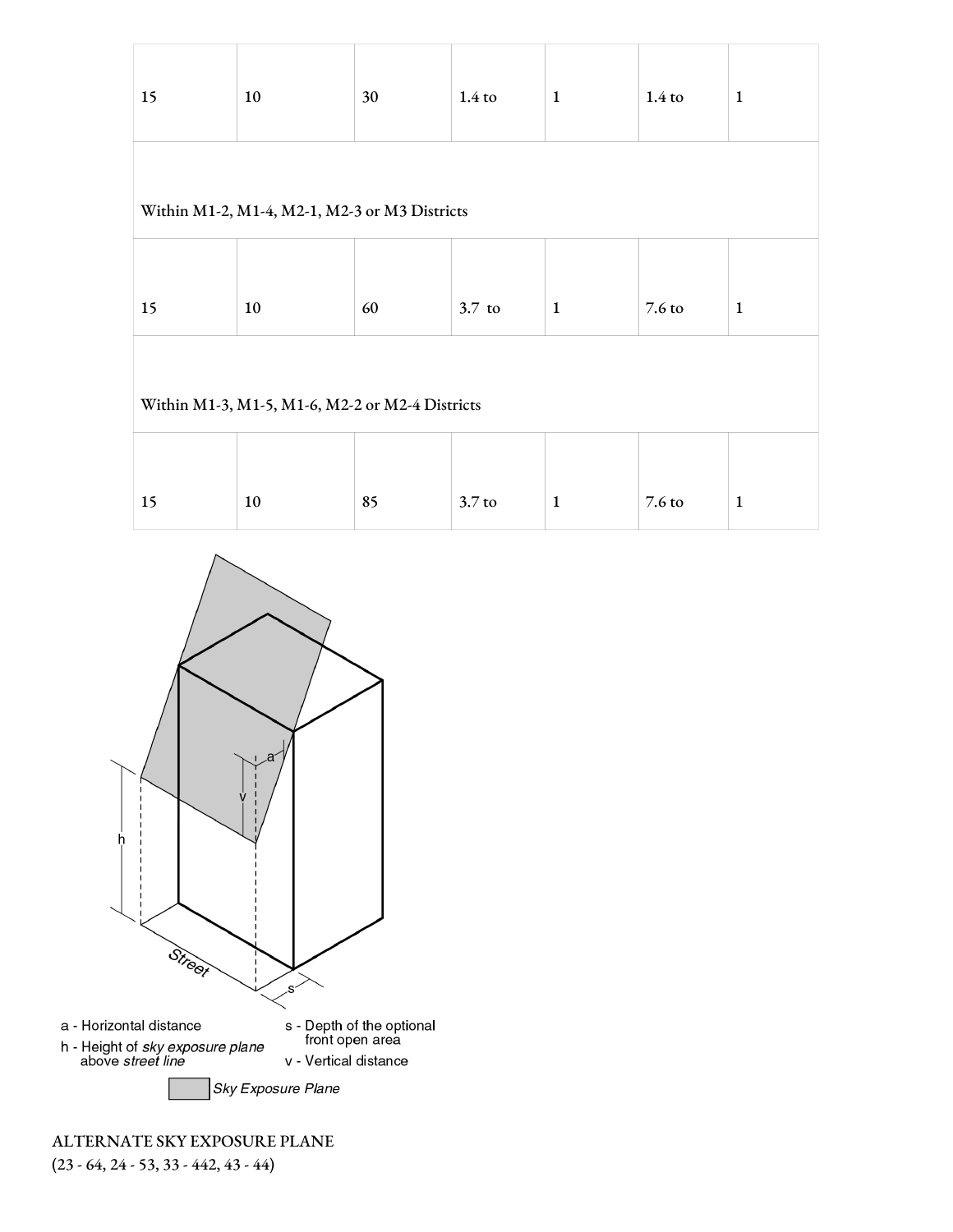| | | | | | | |
|---|---|---|---|---|---|---|
| 15 | 10 | 30 | 1.4 to | 1 | 1.4 to | 1 |
| Within M1-2, M1-4, M2-1, M2-3 or M3 Districts | | | | | | |
| 15 | 10 | 60 | 3.7 to | 1 | 7.6 to | 1 |
| Within M1-3, M1-5, M1-6, M2-2 or M2-4 Districts | | | | | | |
| 15 | 10 | 85 | 3.7 to | 1 | 7.6 to | 1 |

a
v
h
Street
s

a - Horizontal distance
h - Height of *sky exposure plane* above *street line*
s - Depth of the optional front open area
v - Vertical distance

*Sky Exposure Plane*

ALTERNATE SKY EXPOSURE PLANE
(23 - 64, 24 - 53, 33 - 442, 43 - 44)